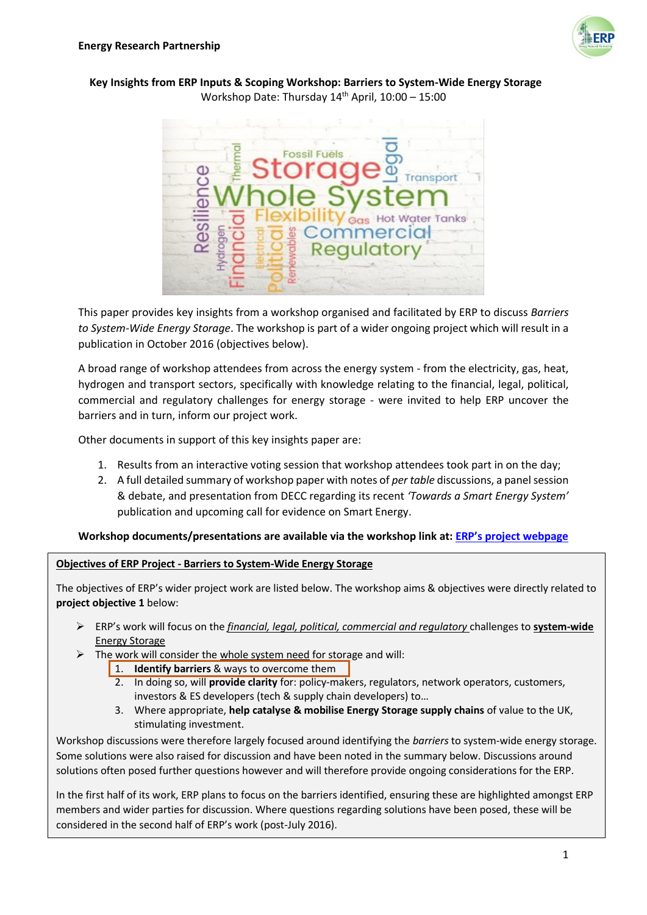**Energy Research Partnership**

## Key Insights from ERP Inputs & Scoping Workshop: Barriers to System-Wide Energy Storage

Workshop Date: Thursday 14th April, 10:00 – 15:00

This paper provides key insights from a workshop organised and facilitated by ERP to discuss *Barriers to System-Wide Energy Storage*. The workshop is part of a wider ongoing project which will result in a publication in October 2016 (objectives below).

A broad range of workshop attendees from across the energy system - from the electricity, gas, heat, hydrogen and transport sectors, specifically with knowledge relating to the financial, legal, political, commercial and regulatory challenges for energy storage - were invited to help ERP uncover the barriers and in turn, inform our project work.

Other documents in support of this key insights paper are:

1. Results from an interactive voting session that workshop attendees took part in on the day;
2. A full detailed summary of workshop paper with notes of *per table* discussions, a panel session & debate, and presentation from DECC regarding its recent *'Towards a Smart Energy System'* publication and upcoming call for evidence on Smart Energy.

**Workshop documents/presentations are available via the workshop link at: ERP's project webpage**

**Objectives of ERP Project - Barriers to System-Wide Energy Storage**

The objectives of ERP's wider project work are listed below. The workshop aims & objectives were directly related to **project objective 1** below:

- ERP's work will focus on the *financial, legal, political, commercial and regulatory* challenges to **system-wide** Energy Storage
- The work will consider the whole system need for storage and will:
  1. **Identify barriers** & ways to overcome them
  2. In doing so, will **provide clarity** for: policy-makers, regulators, network operators, customers, investors & ES developers (tech & supply chain developers) to…
  3. Where appropriate, **help catalyse & mobilise Energy Storage supply chains** of value to the UK, stimulating investment.

Workshop discussions were therefore largely focused around identifying the *barriers* to system-wide energy storage. Some solutions were also raised for discussion and have been noted in the summary below. Discussions around solutions often posed further questions however and will therefore provide ongoing considerations for the ERP.

In the first half of its work, ERP plans to focus on the barriers identified, ensuring these are highlighted amongst ERP members and wider parties for discussion. Where questions regarding solutions have been posed, these will be considered in the second half of ERP's work (post-July 2016).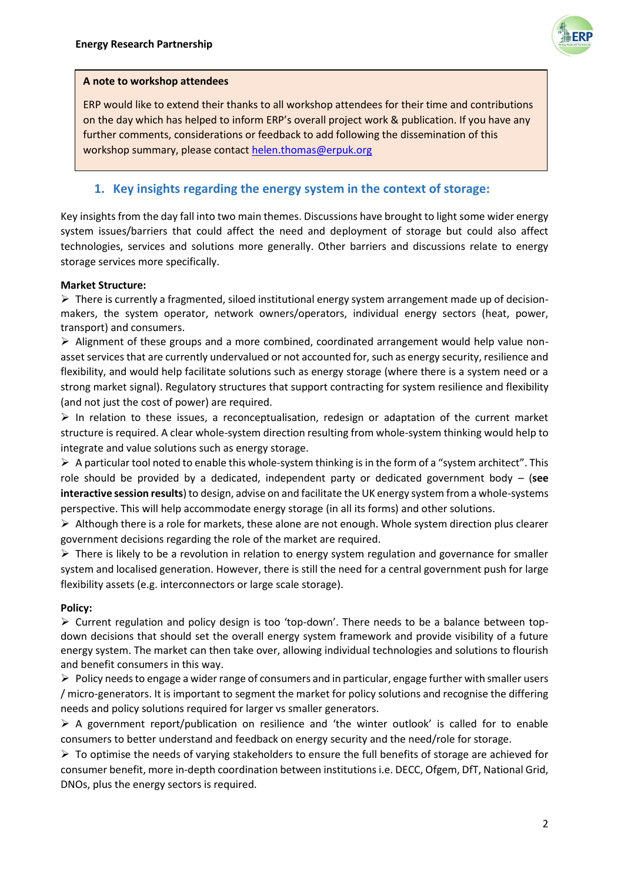> **A note to workshop attendees**
>
> ERP would like to extend their thanks to all workshop attendees for their time and contributions on the day which has helped to inform ERP's overall project work & publication. If you have any further comments, considerations or feedback to add following the dissemination of this workshop summary, please contact [helen.thomas@erpuk.org](mailto:helen.thomas@erpuk.org)

## 1. Key insights regarding the energy system in the context of storage:

Key insights from the day fall into two main themes. Discussions have brought to light some wider energy system issues/barriers that could affect the need and deployment of storage but could also affect technologies, services and solutions more generally. Other barriers and discussions relate to energy storage services more specifically.

**Market Structure:**

- There is currently a fragmented, siloed institutional energy system arrangement made up of decision-makers, the system operator, network owners/operators, individual energy sectors (heat, power, transport) and consumers.
- Alignment of these groups and a more combined, coordinated arrangement would help value non-asset services that are currently undervalued or not accounted for, such as energy security, resilience and flexibility, and would help facilitate solutions such as energy storage (where there is a system need or a strong market signal). Regulatory structures that support contracting for system resilience and flexibility (and not just the cost of power) are required.
- In relation to these issues, a reconceptualisation, redesign or adaptation of the current market structure is required. A clear whole-system direction resulting from whole-system thinking would help to integrate and value solutions such as energy storage.
- A particular tool noted to enable this whole-system thinking is in the form of a "system architect". This role should be provided by a dedicated, independent party or dedicated government body – (**see interactive session results**) to design, advise on and facilitate the UK energy system from a whole-systems perspective. This will help accommodate energy storage (in all its forms) and other solutions.
- Although there is a role for markets, these alone are not enough. Whole system direction plus clearer government decisions regarding the role of the market are required.
- There is likely to be a revolution in relation to energy system regulation and governance for smaller system and localised generation. However, there is still the need for a central government push for large flexibility assets (e.g. interconnectors or large scale storage).

**Policy:**

- Current regulation and policy design is too 'top-down'. There needs to be a balance between top-down decisions that should set the overall energy system framework and provide visibility of a future energy system. The market can then take over, allowing individual technologies and solutions to flourish and benefit consumers in this way.
- Policy needs to engage a wider range of consumers and in particular, engage further with smaller users / micro-generators. It is important to segment the market for policy solutions and recognise the differing needs and policy solutions required for larger vs smaller generators.
- A government report/publication on resilience and 'the winter outlook' is called for to enable consumers to better understand and feedback on energy security and the need/role for storage.
- To optimise the needs of varying stakeholders to ensure the full benefits of storage are achieved for consumer benefit, more in-depth coordination between institutions i.e. DECC, Ofgem, DfT, National Grid, DNOs, plus the energy sectors is required.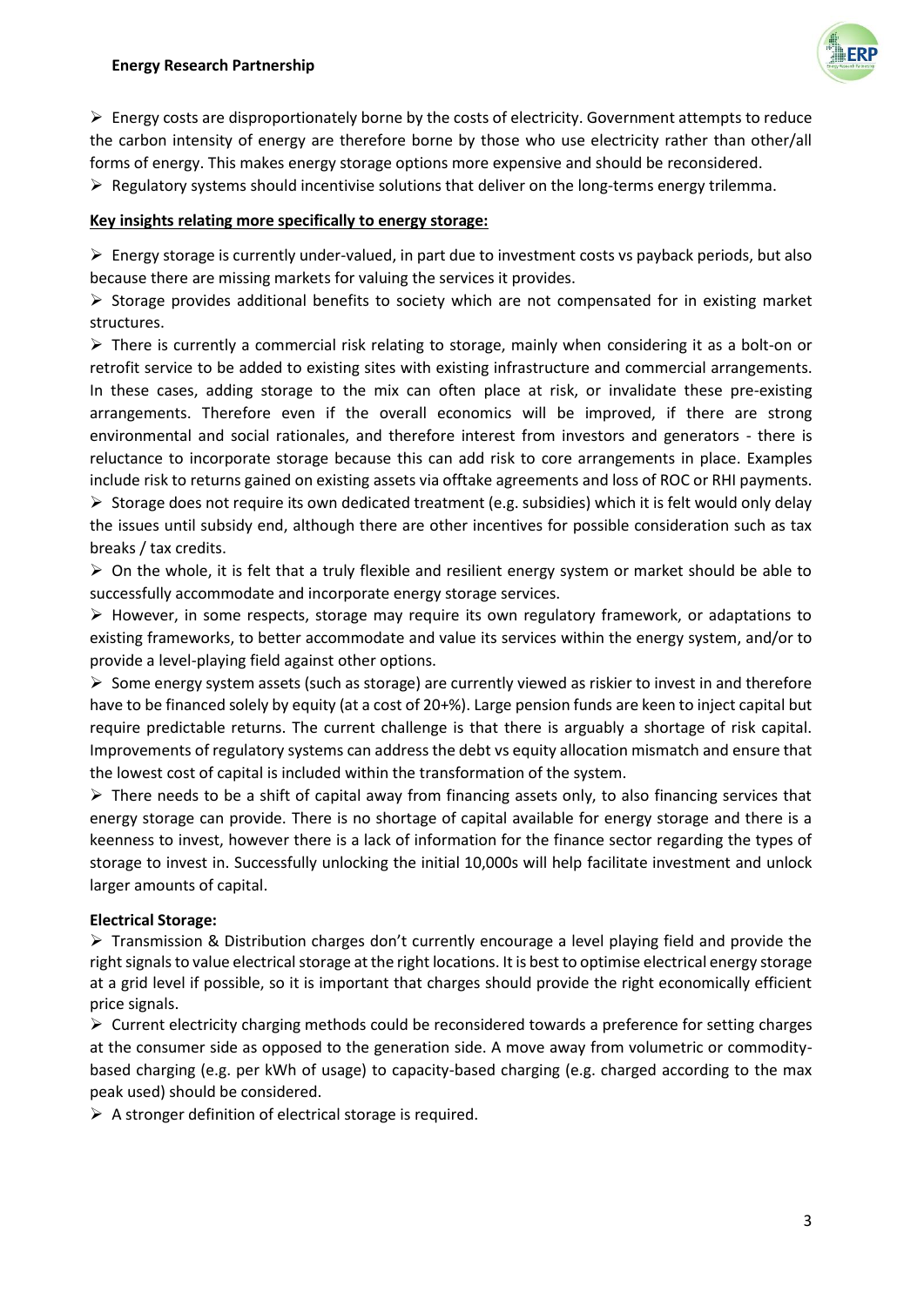- Energy costs are disproportionately borne by the costs of electricity. Government attempts to reduce the carbon intensity of energy are therefore borne by those who use electricity rather than other/all forms of energy. This makes energy storage options more expensive and should be reconsidered.
- Regulatory systems should incentivise solutions that deliver on the long-terms energy trilemma.

**Key insights relating more specifically to energy storage:**

- Energy storage is currently under-valued, in part due to investment costs vs payback periods, but also because there are missing markets for valuing the services it provides.
- Storage provides additional benefits to society which are not compensated for in existing market structures.
- There is currently a commercial risk relating to storage, mainly when considering it as a bolt-on or retrofit service to be added to existing sites with existing infrastructure and commercial arrangements. In these cases, adding storage to the mix can often place at risk, or invalidate these pre-existing arrangements. Therefore even if the overall economics will be improved, if there are strong environmental and social rationales, and therefore interest from investors and generators - there is reluctance to incorporate storage because this can add risk to core arrangements in place. Examples include risk to returns gained on existing assets via offtake agreements and loss of ROC or RHI payments.
- Storage does not require its own dedicated treatment (e.g. subsidies) which it is felt would only delay the issues until subsidy end, although there are other incentives for possible consideration such as tax breaks / tax credits.
- On the whole, it is felt that a truly flexible and resilient energy system or market should be able to successfully accommodate and incorporate energy storage services.
- However, in some respects, storage may require its own regulatory framework, or adaptations to existing frameworks, to better accommodate and value its services within the energy system, and/or to provide a level-playing field against other options.
- Some energy system assets (such as storage) are currently viewed as riskier to invest in and therefore have to be financed solely by equity (at a cost of 20+%). Large pension funds are keen to inject capital but require predictable returns. The current challenge is that there is arguably a shortage of risk capital. Improvements of regulatory systems can address the debt vs equity allocation mismatch and ensure that the lowest cost of capital is included within the transformation of the system.
- There needs to be a shift of capital away from financing assets only, to also financing services that energy storage can provide. There is no shortage of capital available for energy storage and there is a keenness to invest, however there is a lack of information for the finance sector regarding the types of storage to invest in. Successfully unlocking the initial 10,000s will help facilitate investment and unlock larger amounts of capital.

**Electrical Storage:**

- Transmission & Distribution charges don't currently encourage a level playing field and provide the right signals to value electrical storage at the right locations. It is best to optimise electrical energy storage at a grid level if possible, so it is important that charges should provide the right economically efficient price signals.
- Current electricity charging methods could be reconsidered towards a preference for setting charges at the consumer side as opposed to the generation side. A move away from volumetric or commodity-based charging (e.g. per kWh of usage) to capacity-based charging (e.g. charged according to the max peak used) should be considered.
- A stronger definition of electrical storage is required.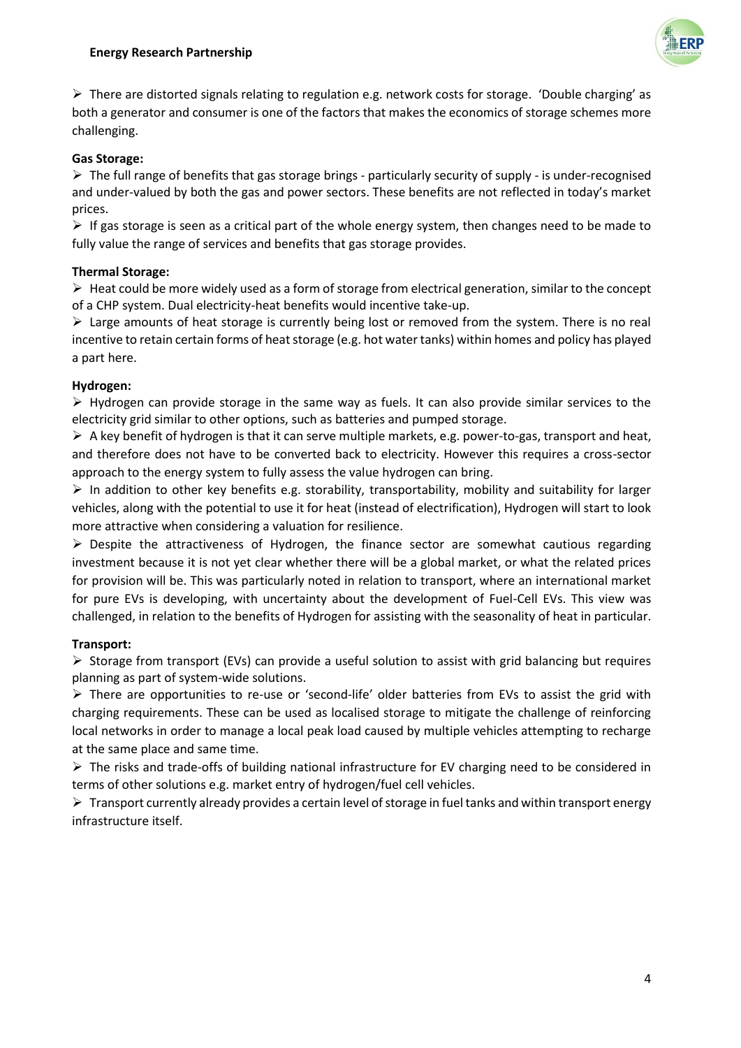- There are distorted signals relating to regulation e.g. network costs for storage. 'Double charging' as both a generator and consumer is one of the factors that makes the economics of storage schemes more challenging.

**Gas Storage:**

- The full range of benefits that gas storage brings - particularly security of supply - is under-recognised and under-valued by both the gas and power sectors. These benefits are not reflected in today's market prices.
- If gas storage is seen as a critical part of the whole energy system, then changes need to be made to fully value the range of services and benefits that gas storage provides.

**Thermal Storage:**

- Heat could be more widely used as a form of storage from electrical generation, similar to the concept of a CHP system. Dual electricity-heat benefits would incentive take-up.
- Large amounts of heat storage is currently being lost or removed from the system. There is no real incentive to retain certain forms of heat storage (e.g. hot water tanks) within homes and policy has played a part here.

**Hydrogen:**

- Hydrogen can provide storage in the same way as fuels. It can also provide similar services to the electricity grid similar to other options, such as batteries and pumped storage.
- A key benefit of hydrogen is that it can serve multiple markets, e.g. power-to-gas, transport and heat, and therefore does not have to be converted back to electricity. However this requires a cross-sector approach to the energy system to fully assess the value hydrogen can bring.
- In addition to other key benefits e.g. storability, transportability, mobility and suitability for larger vehicles, along with the potential to use it for heat (instead of electrification), Hydrogen will start to look more attractive when considering a valuation for resilience.
- Despite the attractiveness of Hydrogen, the finance sector are somewhat cautious regarding investment because it is not yet clear whether there will be a global market, or what the related prices for provision will be. This was particularly noted in relation to transport, where an international market for pure EVs is developing, with uncertainty about the development of Fuel-Cell EVs. This view was challenged, in relation to the benefits of Hydrogen for assisting with the seasonality of heat in particular.

**Transport:**

- Storage from transport (EVs) can provide a useful solution to assist with grid balancing but requires planning as part of system-wide solutions.
- There are opportunities to re-use or 'second-life' older batteries from EVs to assist the grid with charging requirements. These can be used as localised storage to mitigate the challenge of reinforcing local networks in order to manage a local peak load caused by multiple vehicles attempting to recharge at the same place and same time.
- The risks and trade-offs of building national infrastructure for EV charging need to be considered in terms of other solutions e.g. market entry of hydrogen/fuel cell vehicles.
- Transport currently already provides a certain level of storage in fuel tanks and within transport energy infrastructure itself.